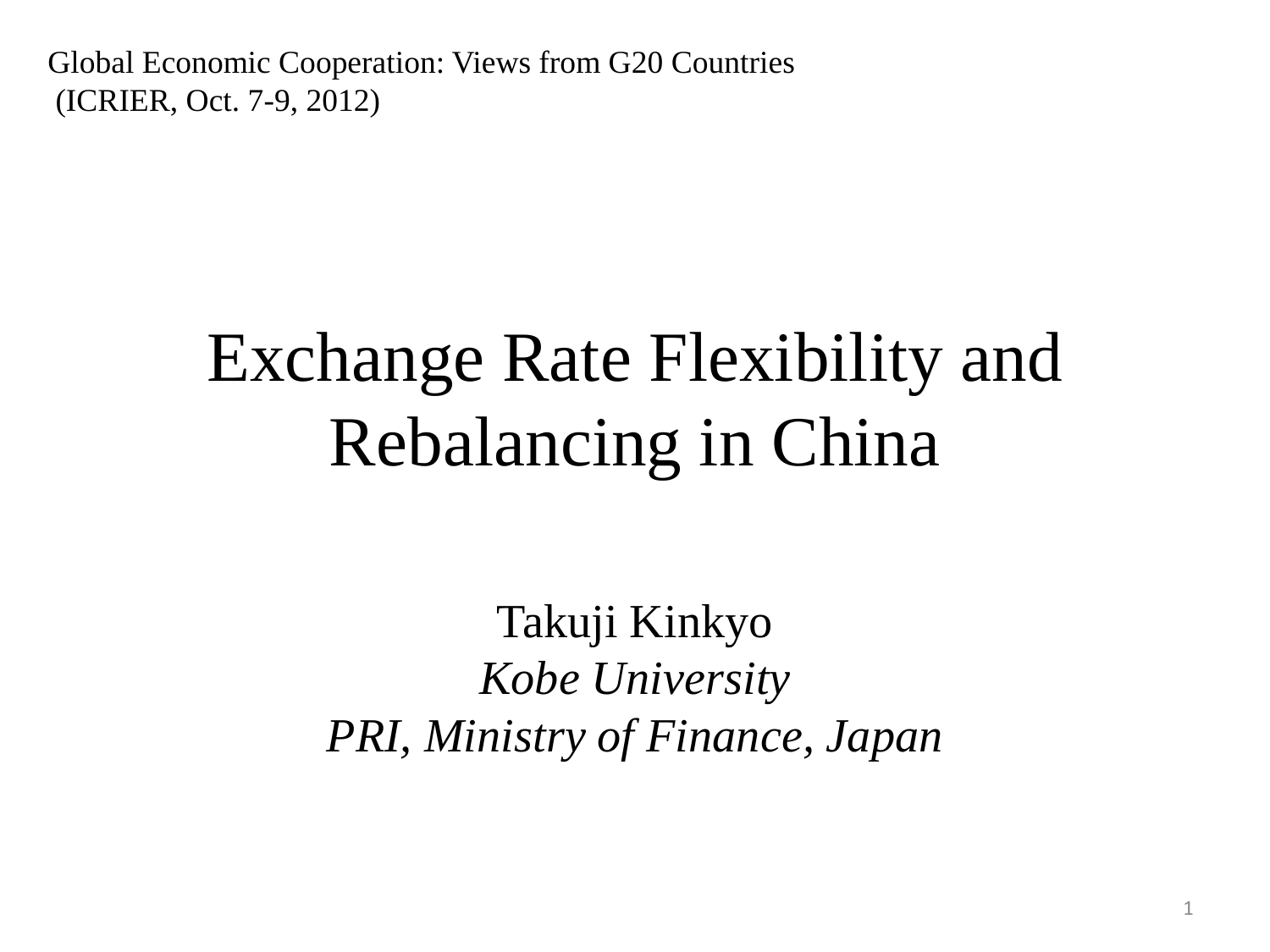Global Economic Cooperation: Views from G20 Countries
(ICRIER, Oct. 7-9, 2012)

# Exchange Rate Flexibility and Rebalancing in China

Takuji Kinkyo

*Kobe University*

*PRI, Ministry of Finance, Japan*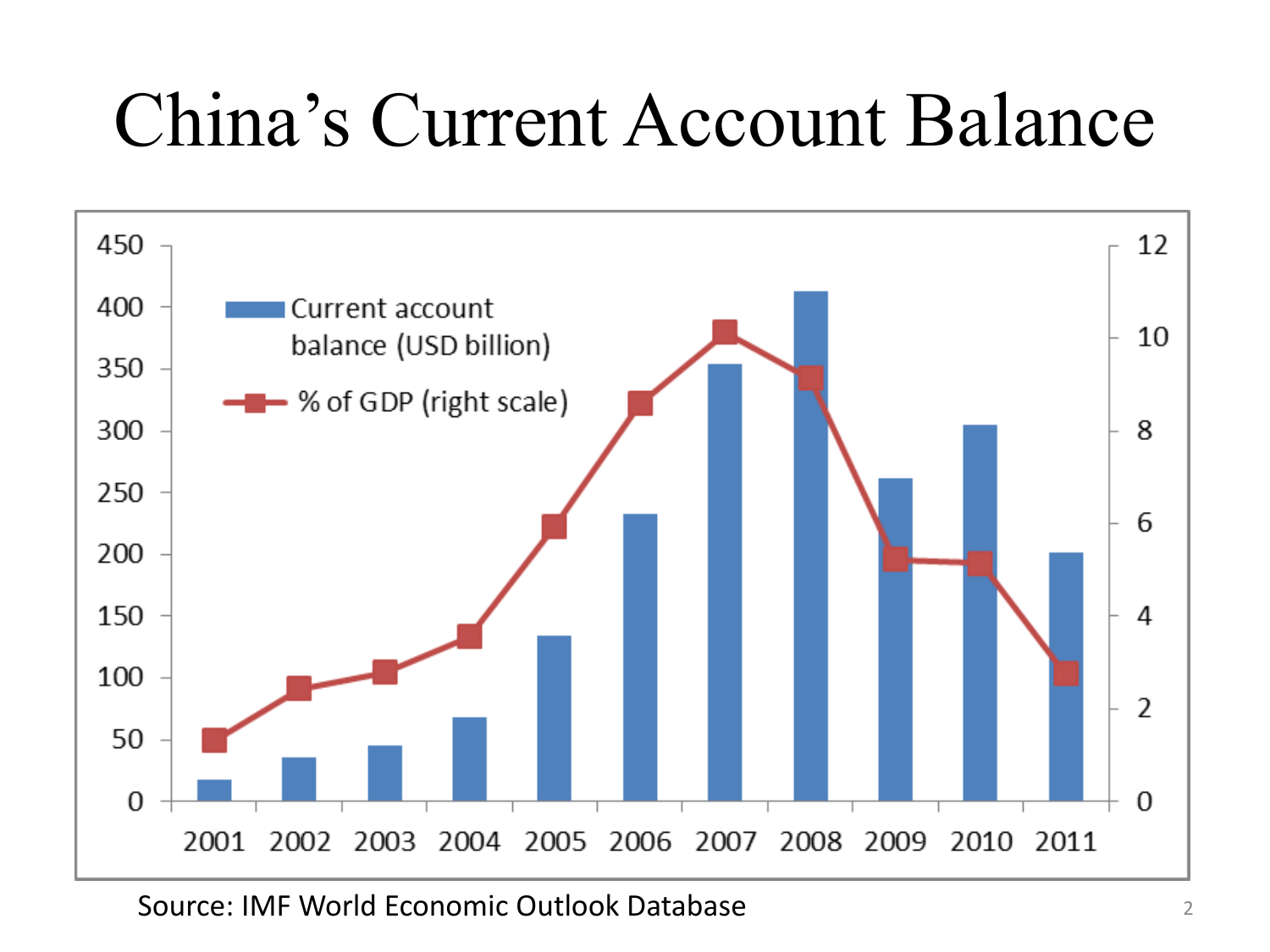# China's Current Account Balance

Source: IMF World Economic Outlook Database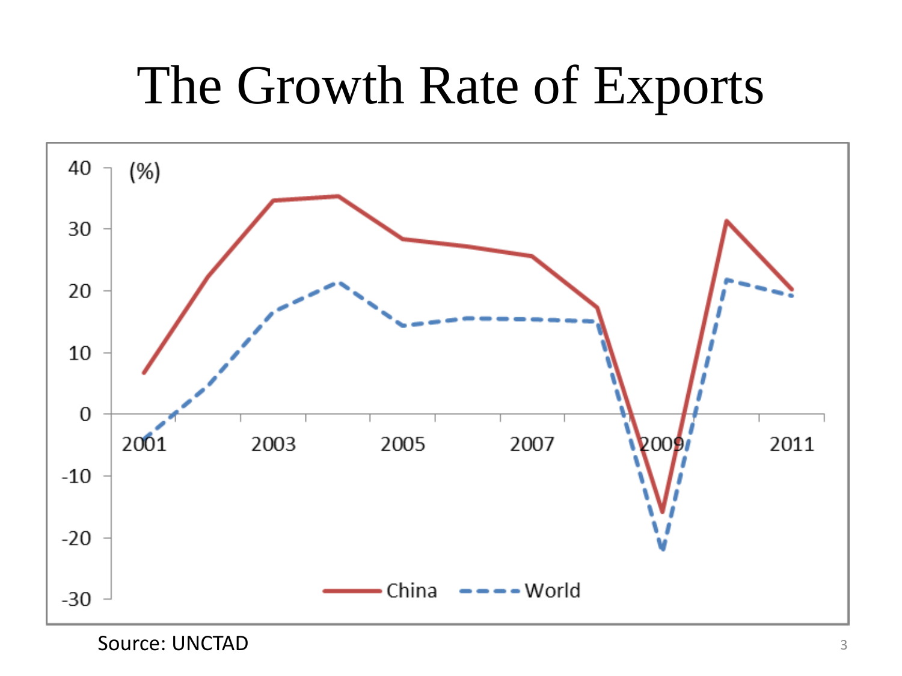# The Growth Rate of Exports

Source: UNCTAD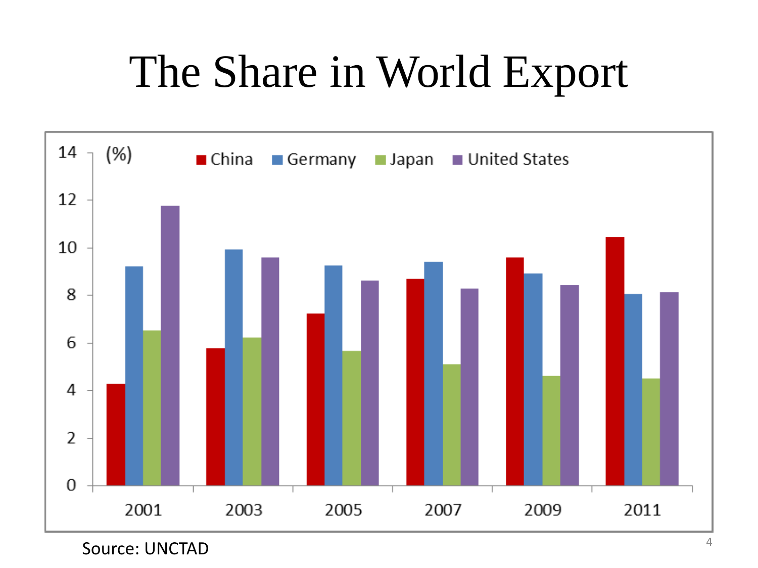# The Share in World Export

Source: UNCTAD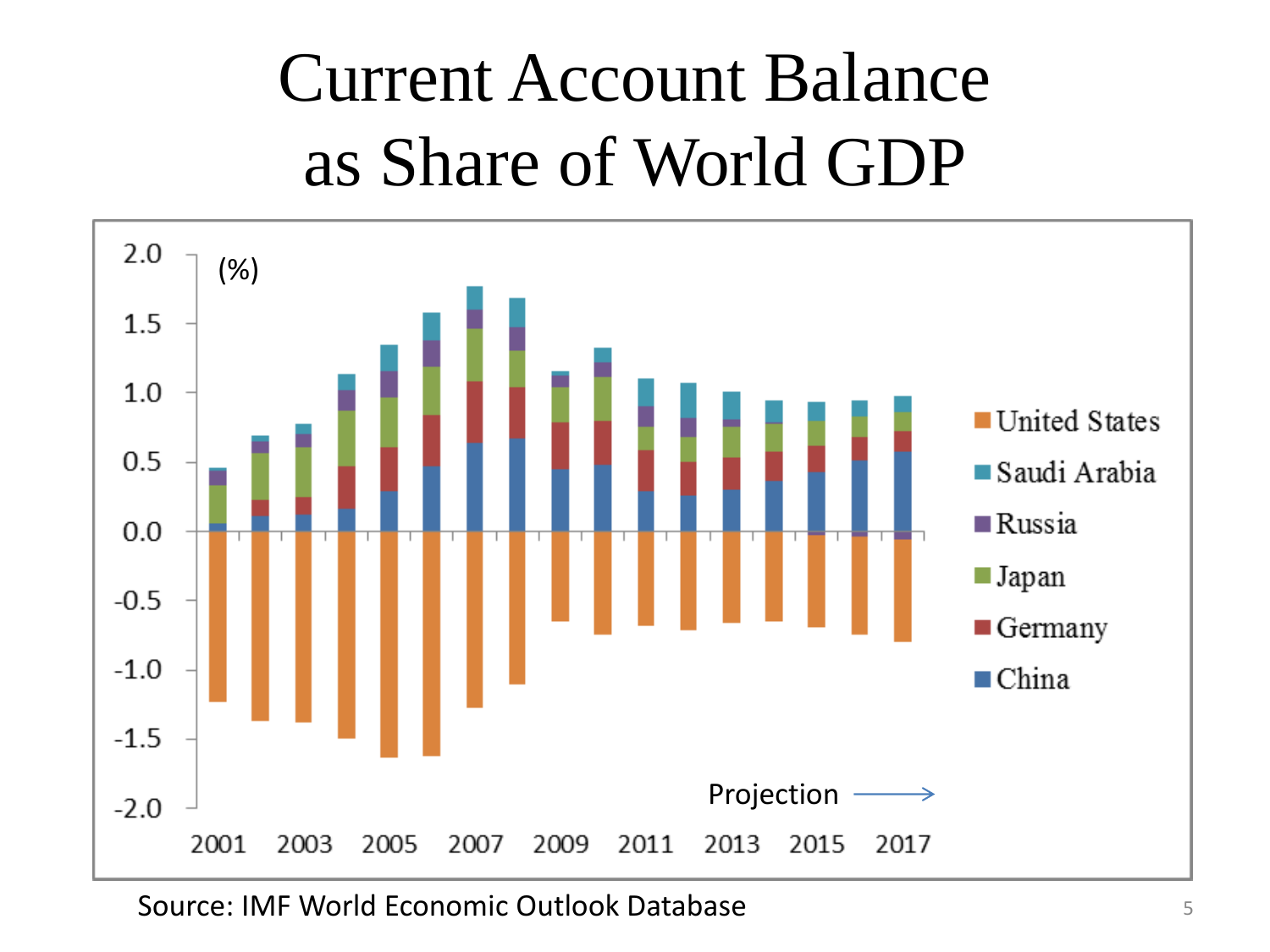# Current Account Balance as Share of World GDP

Source: IMF World Economic Outlook Database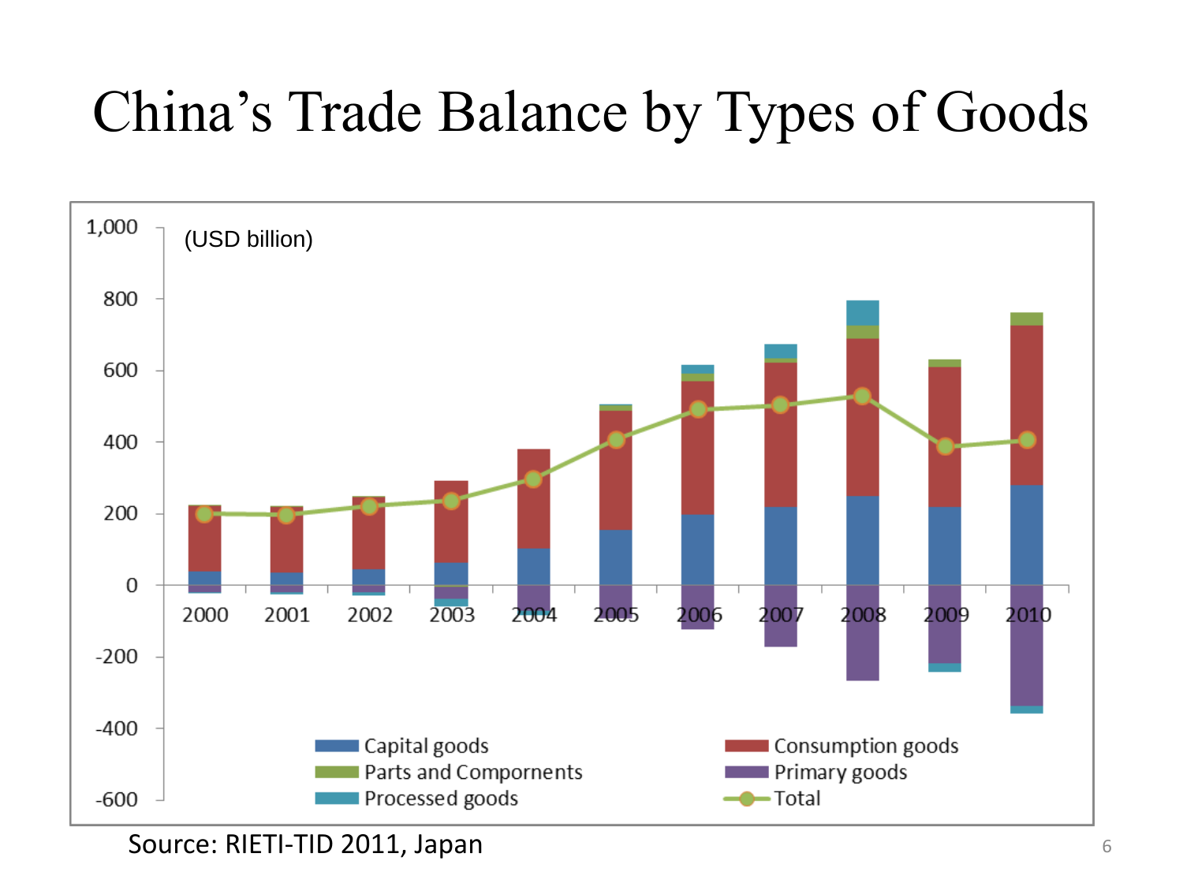# China's Trade Balance by Types of Goods

(USD billion)

Legend: Capital goods; Consumption goods; Parts and Compornents; Primary goods; Processed goods; Total

Source: RIETI-TID 2011, Japan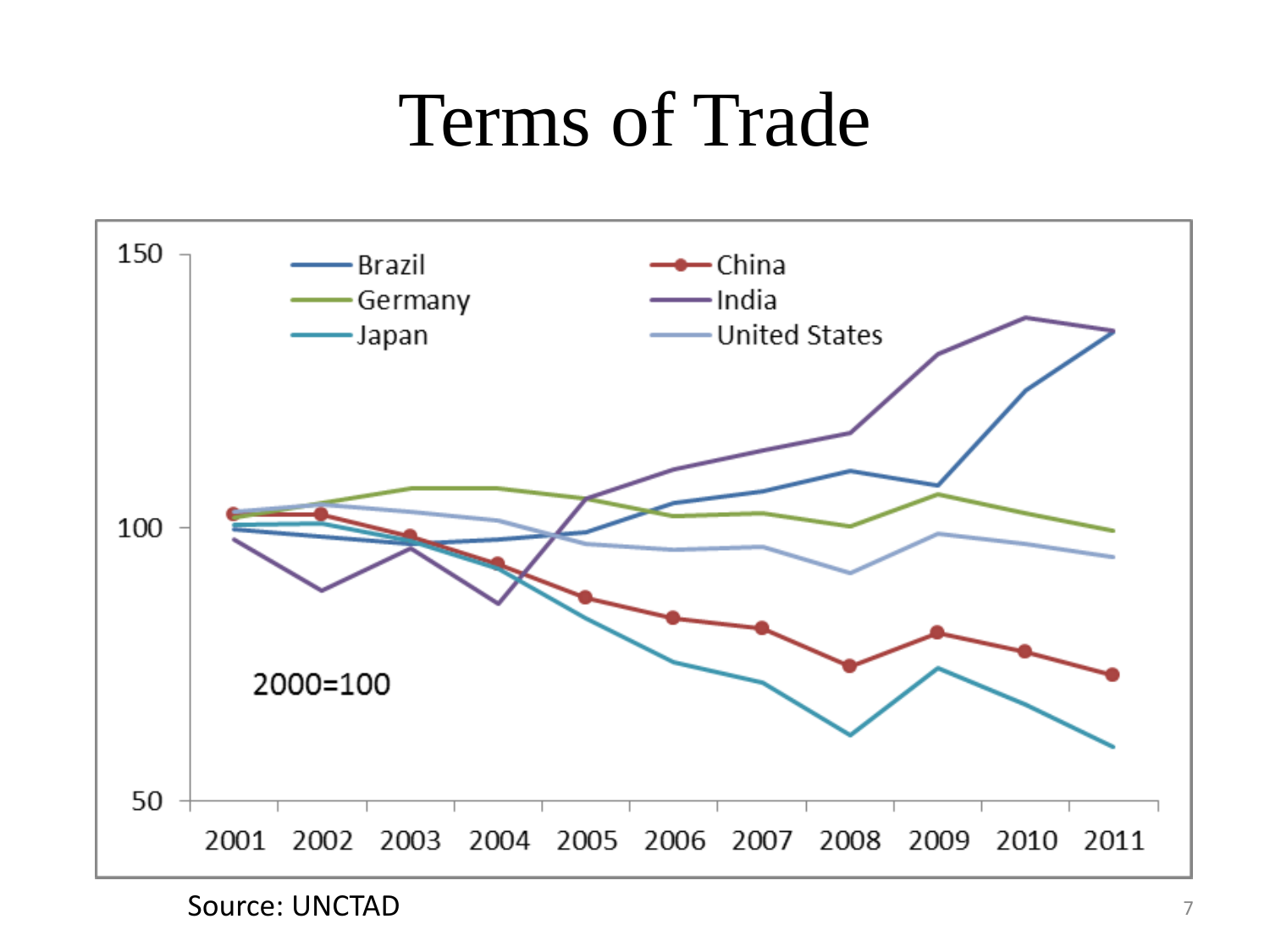# Terms of Trade

Source: UNCTAD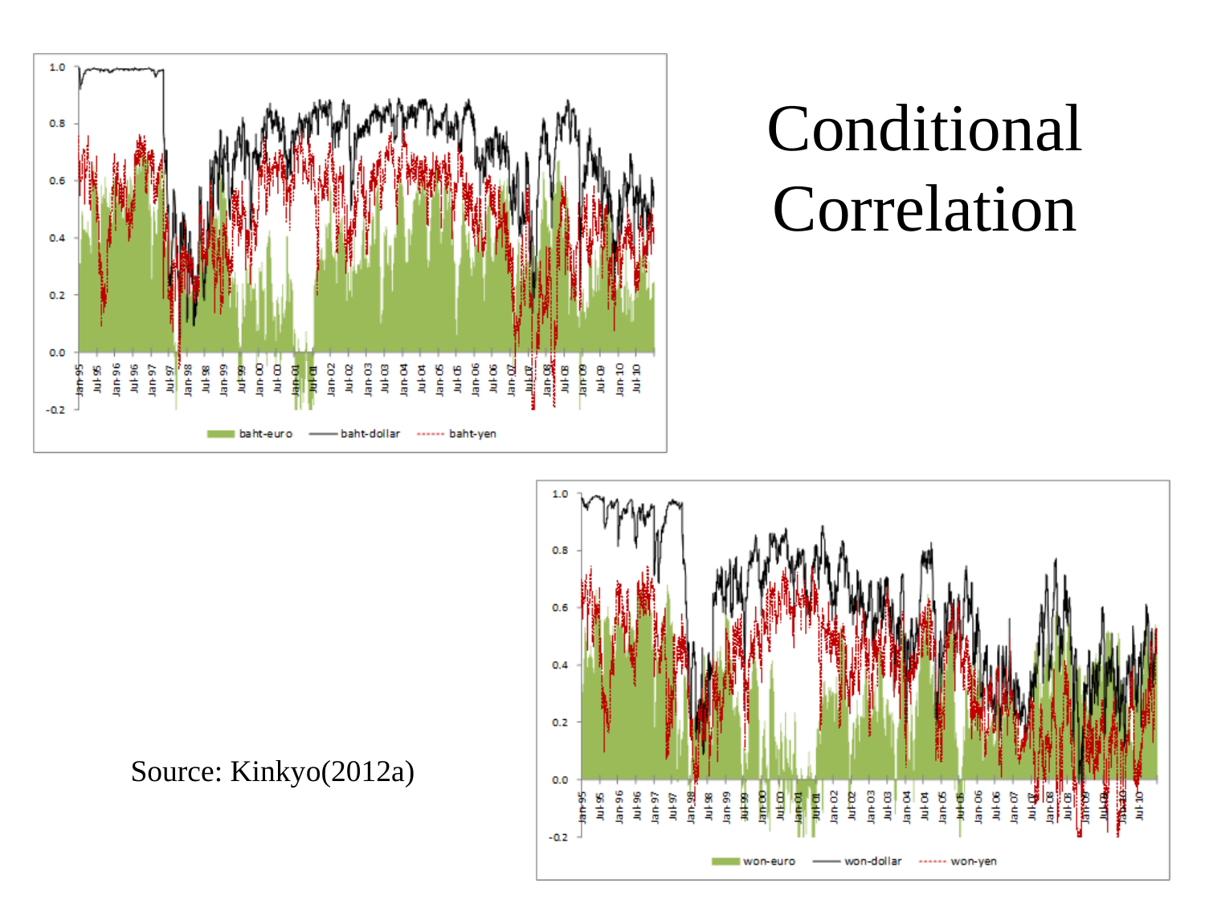# Conditional Correlation

Source: Kinkyo(2012a)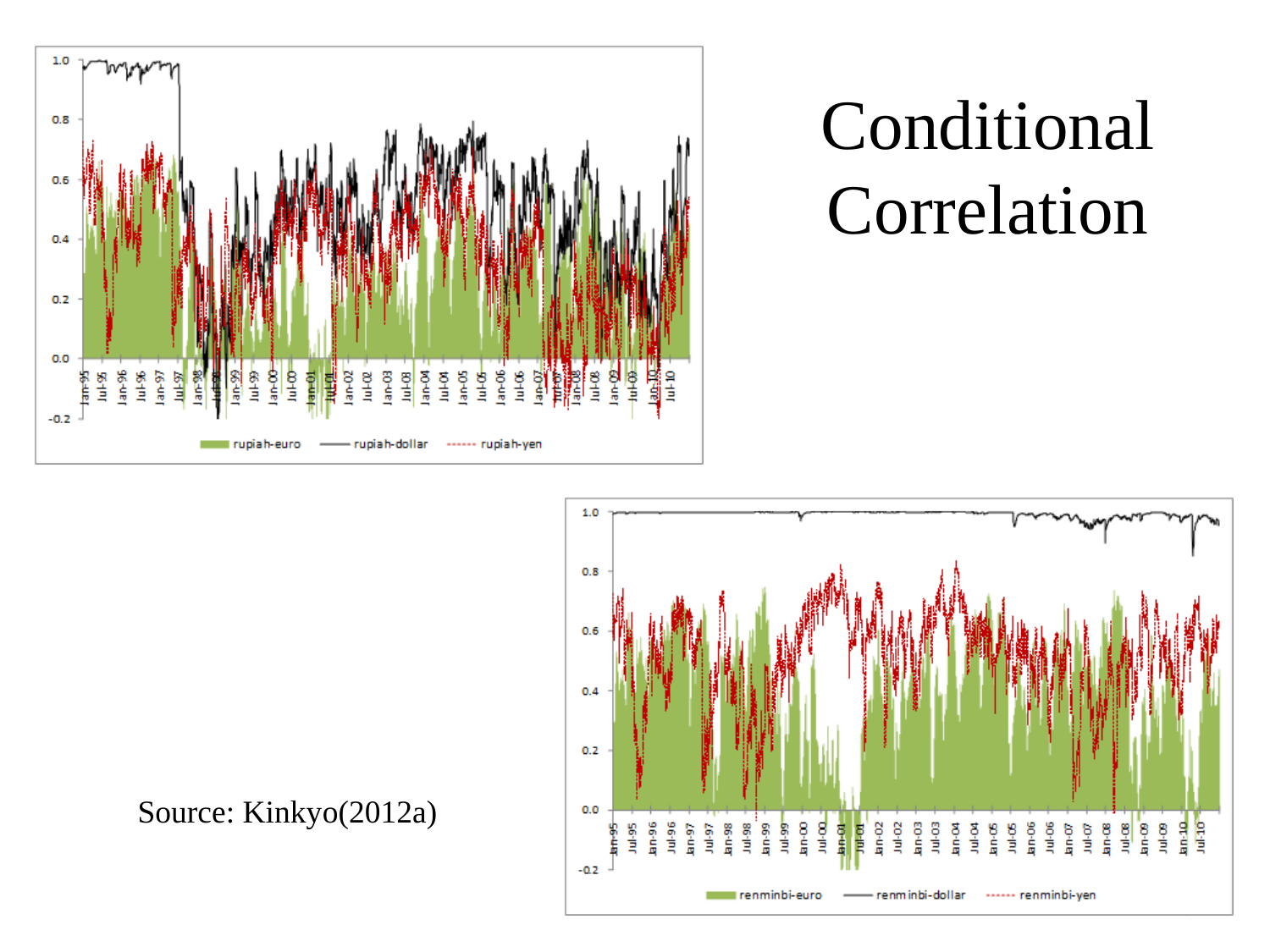# Conditional Correlation

Source: Kinkyo(2012a)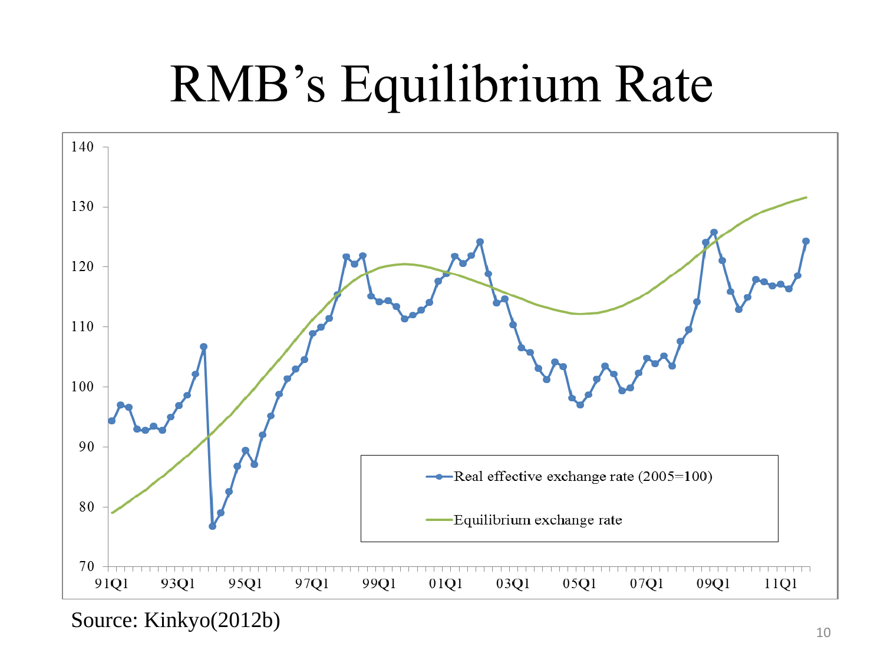# RMB’s Equilibrium Rate

140

130

120

110

100

90

80

70

91Q1 93Q1 95Q1 97Q1 99Q1 01Q1 03Q1 05Q1 07Q1 09Q1 11Q1

Real effective exchange rate (2005=100)

Equilibrium exchange rate

Source: Kinkyo(2012b)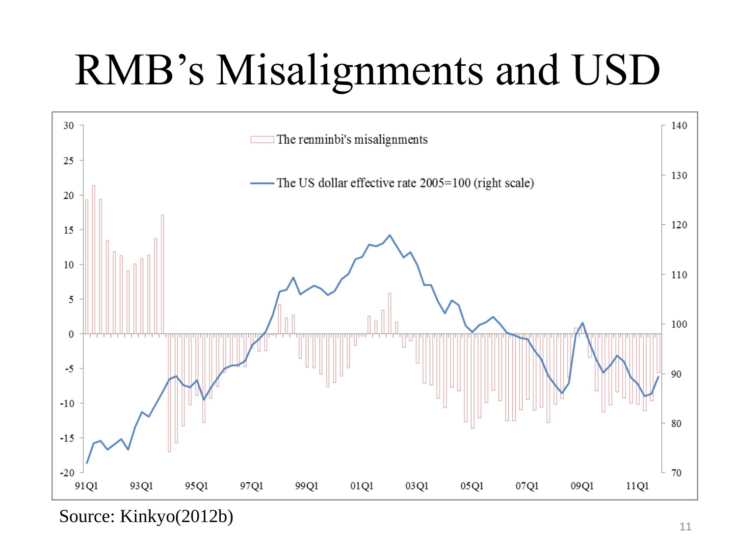# RMB's Misalignments and USD

Source: Kinkyo(2012b)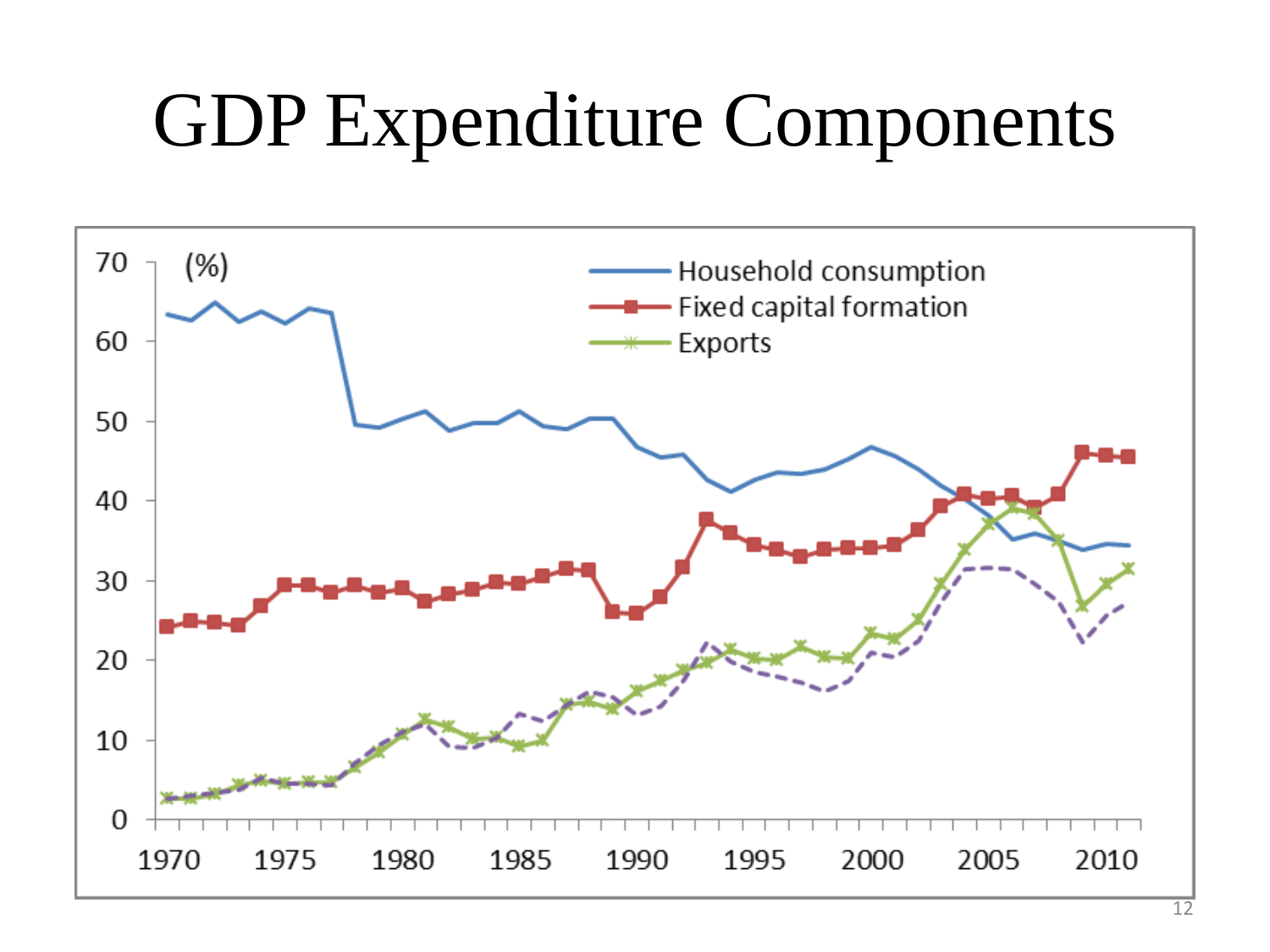# GDP Expenditure Components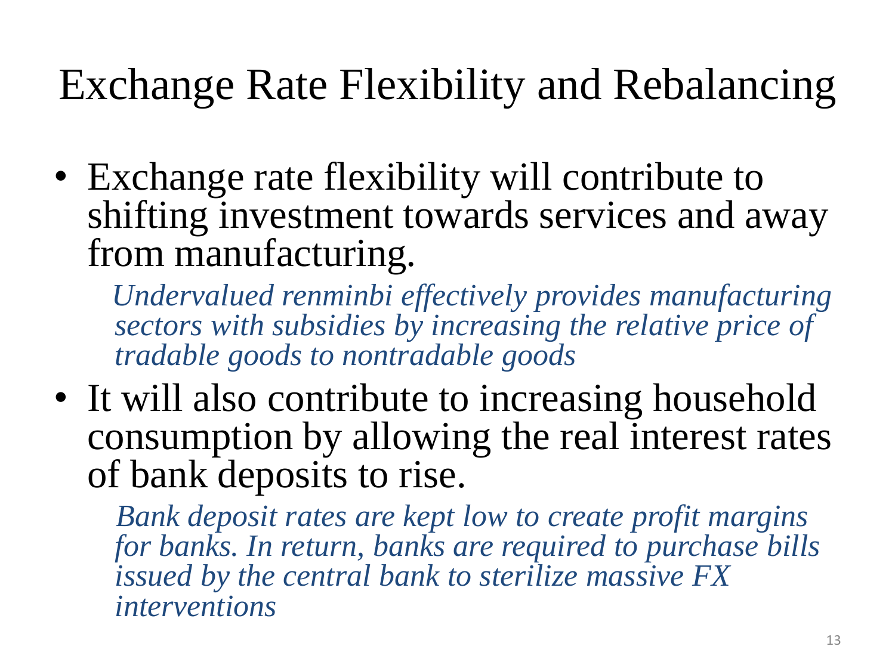# Exchange Rate Flexibility and Rebalancing

- Exchange rate flexibility will contribute to shifting investment towards services and away from manufacturing.

  *Undervalued renminbi effectively provides manufacturing sectors with subsidies by increasing the relative price of tradable goods to nontradable goods*

- It will also contribute to increasing household consumption by allowing the real interest rates of bank deposits to rise.

  *Bank deposit rates are kept low to create profit margins for banks. In return, banks are required to purchase bills issued by the central bank to sterilize massive FX interventions*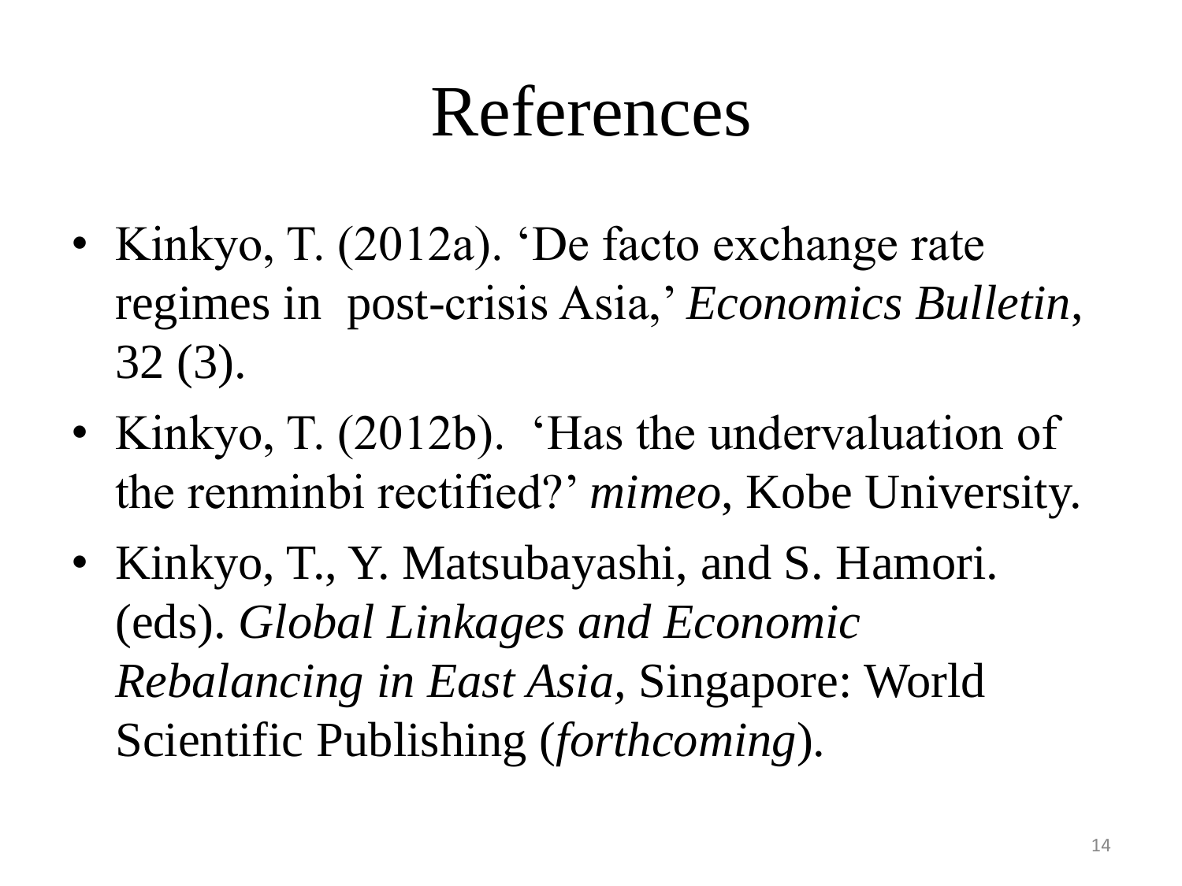# References

- Kinkyo, T. (2012a). ‘De facto exchange rate regimes in post-crisis Asia,’ *Economics Bulletin*, 32 (3).
- Kinkyo, T. (2012b). ‘Has the undervaluation of the renminbi rectified?’ *mimeo*, Kobe University.
- Kinkyo, T., Y. Matsubayashi, and S. Hamori. (eds). *Global Linkages and Economic Rebalancing in East Asia*, Singapore: World Scientific Publishing (*forthcoming*).